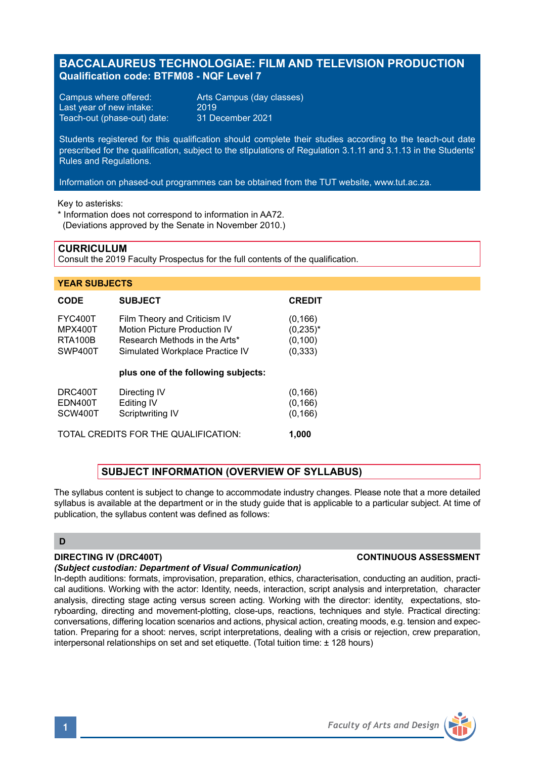# BACCALAUREUS TECHNOLOGIAE: FILM AND TELEVISION PRODUCTION

**Qualification code: BTFM08 - NQF Level 7**

Campus where offered: Arts Campus (day classes)
Last year of new intake: 2019
Teach-out (phase-out) date: 31 December 2021

Students registered for this qualification should complete their studies according to the teach-out date prescribed for the qualification, subject to the stipulations of Regulation 3.1.11 and 3.1.13 in the Students' Rules and Regulations.

Information on phased-out programmes can be obtained from the TUT website, www.tut.ac.za.

Key to asterisks:
* Information does not correspond to information in AA72.
(Deviations approved by the Senate in November 2010.)

## CURRICULUM

Consult the 2019 Faculty Prospectus for the full contents of the qualification.

### YEAR SUBJECTS

| CODE | SUBJECT | CREDIT |
|---|---|---|
| FYC400T | Film Theory and Criticism IV | (0,166) |
| MPX400T | Motion Picture Production IV | (0,235)* |
| RTA100B | Research Methods in the Arts* | (0,100) |
| SWP400T | Simulated Workplace Practice IV | (0,333) |
| | **plus one of the following subjects:** | |
| DRC400T | Directing IV | (0,166) |
| EDN400T | Editing IV | (0,166) |
| SCW400T | Scriptwriting IV | (0,166) |
| TOTAL CREDITS FOR THE QUALIFICATION: | | **1,000** |

## SUBJECT INFORMATION (OVERVIEW OF SYLLABUS)

The syllabus content is subject to change to accommodate industry changes. Please note that a more detailed syllabus is available at the department or in the study guide that is applicable to a particular subject. At time of publication, the syllabus content was defined as follows:

### D

**DIRECTING IV (DRC400T)** **CONTINUOUS ASSESSMENT**

***(Subject custodian: Department of Visual Communication)***

In-depth auditions: formats, improvisation, preparation, ethics, characterisation, conducting an audition, practical auditions. Working with the actor: Identity, needs, interaction, script analysis and interpretation, character analysis, directing stage acting versus screen acting. Working with the director: identity, expectations, storyboarding, directing and movement-plotting, close-ups, reactions, techniques and style. Practical directing: conversations, differing location scenarios and actions, physical action, creating moods, e.g. tension and expectation. Preparing for a shoot: nerves, script interpretations, dealing with a crisis or rejection, crew preparation, interpersonal relationships on set and set etiquette. (Total tuition time: ± 128 hours)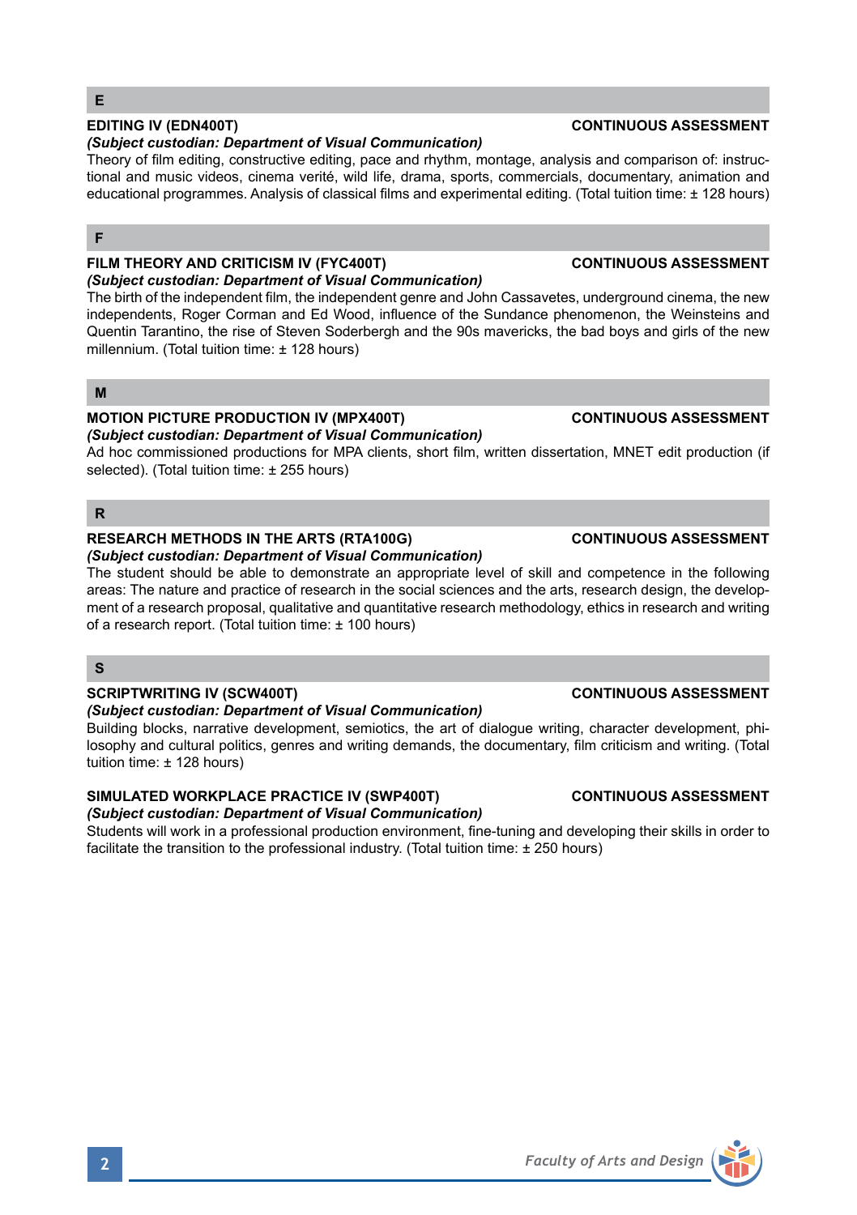## E

**EDITING IV (EDN400T)** **CONTINUOUS ASSESSMENT**

***(Subject custodian: Department of Visual Communication)***

Theory of film editing, constructive editing, pace and rhythm, montage, analysis and comparison of: instructional and music videos, cinema verité, wild life, drama, sports, commercials, documentary, animation and educational programmes. Analysis of classical films and experimental editing. (Total tuition time: ± 128 hours)

## F

**FILM THEORY AND CRITICISM IV (FYC400T)** **CONTINUOUS ASSESSMENT**

***(Subject custodian: Department of Visual Communication)***

The birth of the independent film, the independent genre and John Cassavetes, underground cinema, the new independents, Roger Corman and Ed Wood, influence of the Sundance phenomenon, the Weinsteins and Quentin Tarantino, the rise of Steven Soderbergh and the 90s mavericks, the bad boys and girls of the new millennium. (Total tuition time: ± 128 hours)

## M

**MOTION PICTURE PRODUCTION IV (MPX400T)** **CONTINUOUS ASSESSMENT**

***(Subject custodian: Department of Visual Communication)***

Ad hoc commissioned productions for MPA clients, short film, written dissertation, MNET edit production (if selected). (Total tuition time: ± 255 hours)

## R

**RESEARCH METHODS IN THE ARTS (RTA100G)** **CONTINUOUS ASSESSMENT**

***(Subject custodian: Department of Visual Communication)***

The student should be able to demonstrate an appropriate level of skill and competence in the following areas: The nature and practice of research in the social sciences and the arts, research design, the development of a research proposal, qualitative and quantitative research methodology, ethics in research and writing of a research report. (Total tuition time: ± 100 hours)

## S

**SCRIPTWRITING IV (SCW400T)** **CONTINUOUS ASSESSMENT**

***(Subject custodian: Department of Visual Communication)***

Building blocks, narrative development, semiotics, the art of dialogue writing, character development, philosophy and cultural politics, genres and writing demands, the documentary, film criticism and writing. (Total tuition time: ± 128 hours)

**SIMULATED WORKPLACE PRACTICE IV (SWP400T)** **CONTINUOUS ASSESSMENT**

***(Subject custodian: Department of Visual Communication)***

Students will work in a professional production environment, fine-tuning and developing their skills in order to facilitate the transition to the professional industry. (Total tuition time: ± 250 hours)